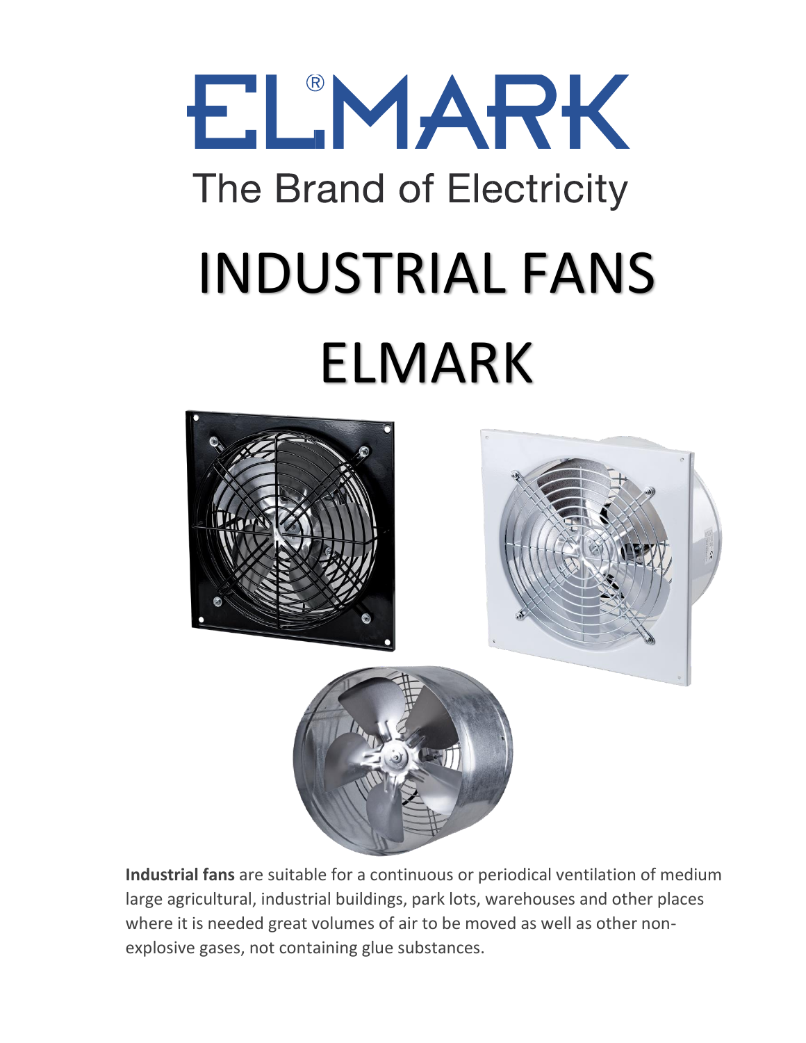ELMARK®

The Brand of Electricity

# INDUSTRIAL FANS ELMARK

**Industrial fans** are suitable for a continuous or periodical ventilation of medium large agricultural, industrial buildings, park lots, warehouses and other places where it is needed great volumes of air to be moved as well as other non-explosive gases, not containing glue substances.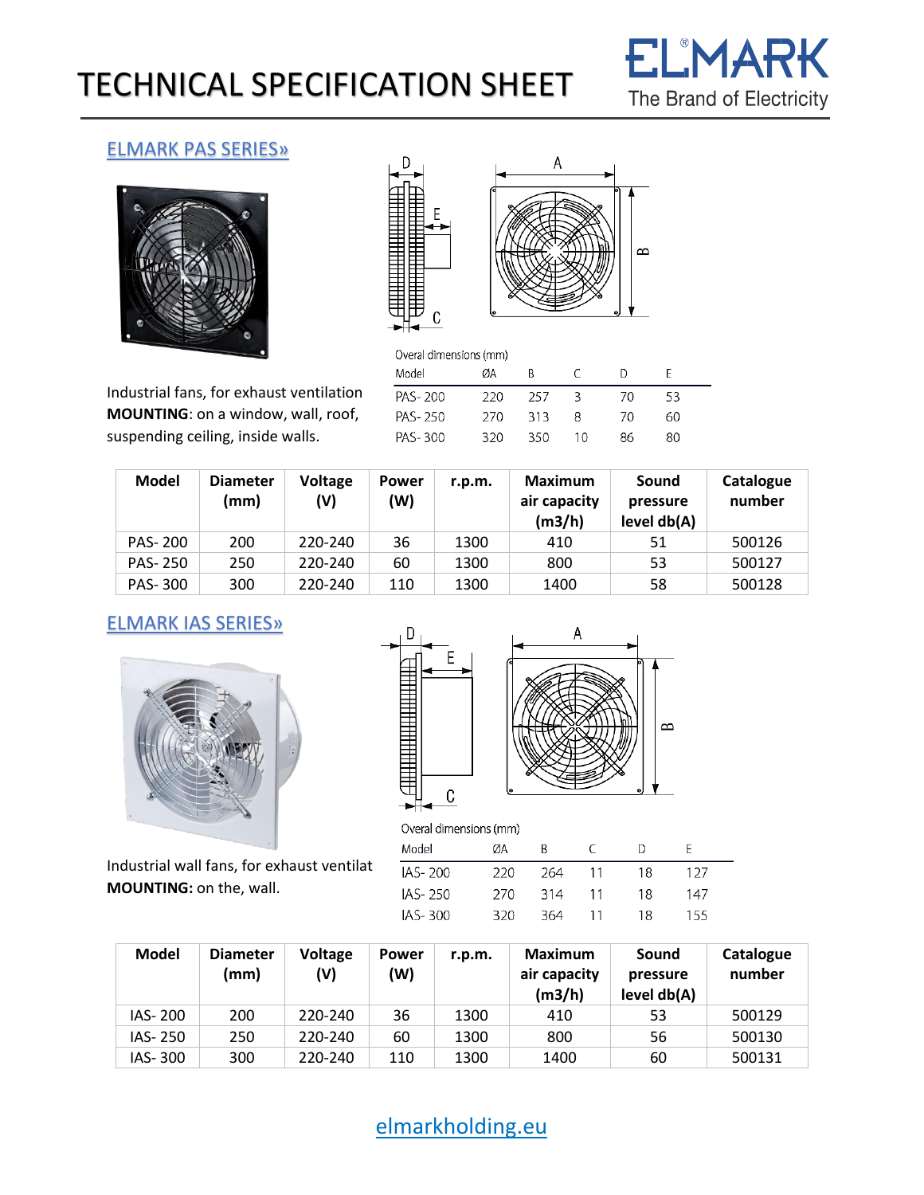# TECHNICAL SPECIFICATION SHEET

## ELMARK PAS SERIES»

Overal dimensions (mm)

| Model | ØA | B | C | D | E |
|---|---|---|---|---|---|
| PAS- 200 | 220 | 257 | 3 | 70 | 53 |
| PAS- 250 | 270 | 313 | 8 | 70 | 60 |
| PAS- 300 | 320 | 350 | 10 | 86 | 80 |

Industrial fans, for exhaust ventilation
**MOUNTING**: on a window, wall, roof, suspending ceiling, inside walls.

| Model | Diameter (mm) | Voltage (V) | Power (W) | r.p.m. | Maximum air capacity (m3/h) | Sound pressure level db(A) | Catalogue number |
|---|---|---|---|---|---|---|---|
| PAS- 200 | 200 | 220-240 | 36 | 1300 | 410 | 51 | 500126 |
| PAS- 250 | 250 | 220-240 | 60 | 1300 | 800 | 53 | 500127 |
| PAS- 300 | 300 | 220-240 | 110 | 1300 | 1400 | 58 | 500128 |

## ELMARK IAS SERIES»

Overal dimensions (mm)

| Model | ØA | B | C | D | E |
|---|---|---|---|---|---|
| IAS- 200 | 220 | 264 | 11 | 18 | 127 |
| IAS- 250 | 270 | 314 | 11 | 18 | 147 |
| IAS- 300 | 320 | 364 | 11 | 18 | 155 |

Industrial wall fans, for exhaust ventilat
**MOUNTING:** on the, wall.

| Model | Diameter (mm) | Voltage (V) | Power (W) | r.p.m. | Maximum air capacity (m3/h) | Sound pressure level db(A) | Catalogue number |
|---|---|---|---|---|---|---|---|
| IAS- 200 | 200 | 220-240 | 36 | 1300 | 410 | 53 | 500129 |
| IAS- 250 | 250 | 220-240 | 60 | 1300 | 800 | 56 | 500130 |
| IAS- 300 | 300 | 220-240 | 110 | 1300 | 1400 | 60 | 500131 |

elmarkholding.eu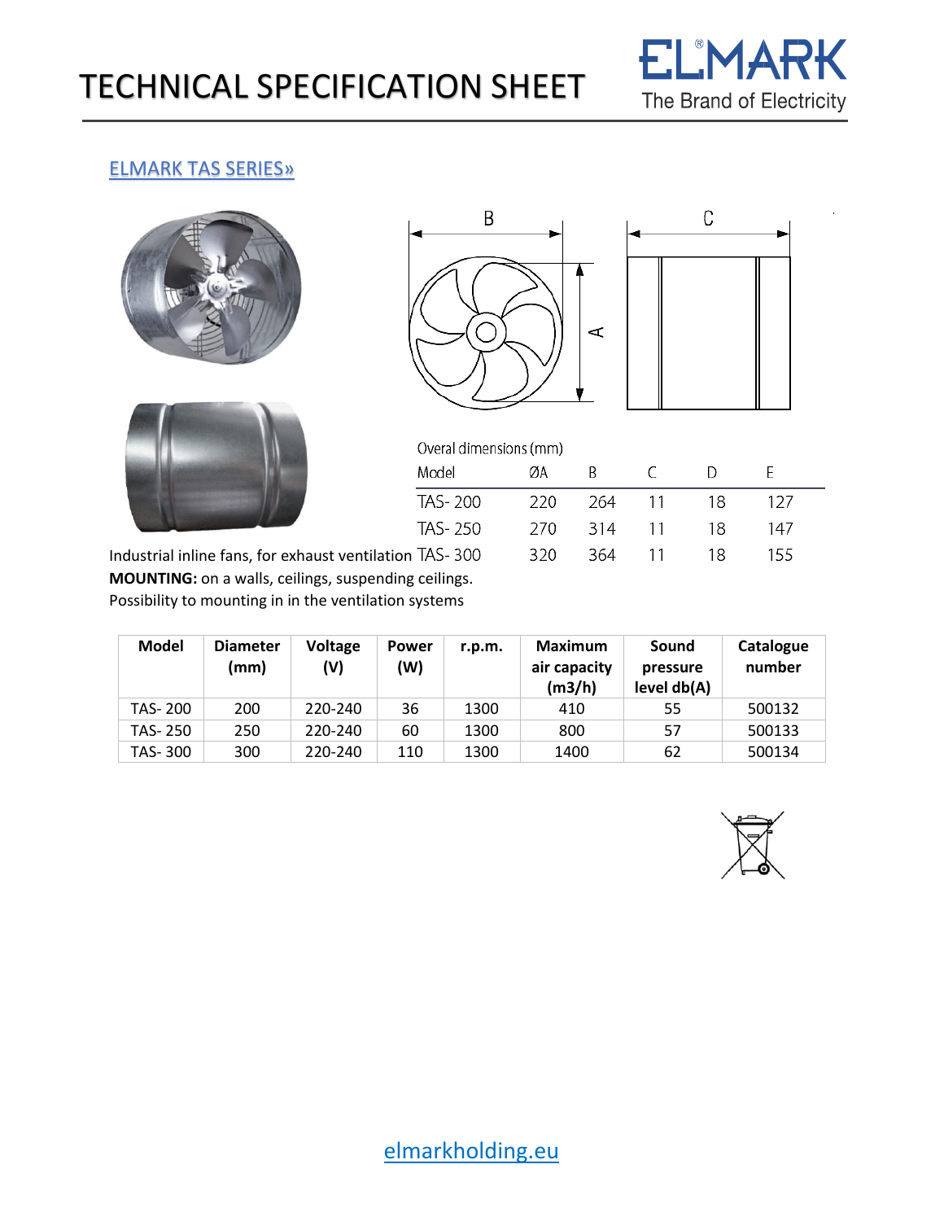# TECHNICAL SPECIFICATION SHEET

ELMARK
The Brand of Electricity

## ELMARK TAS SERIES»

B

C

A

Overal dimensions (mm)

| Model | ØA | B | C | D | E |
|---|---|---|---|---|---|
| TAS- 200 | 220 | 264 | 11 | 18 | 127 |
| TAS- 250 | 270 | 314 | 11 | 18 | 147 |
| TAS- 300 | 320 | 364 | 11 | 18 | 155 |

Industrial inline fans, for exhaust ventilation
**MOUNTING:** on a walls, ceilings, suspending ceilings.
Possibility to mounting in in the ventilation systems

| Model | Diameter (mm) | Voltage (V) | Power (W) | r.p.m. | Maximum air capacity (m3/h) | Sound pressure level db(A) | Catalogue number |
|---|---|---|---|---|---|---|---|
| TAS- 200 | 200 | 220-240 | 36 | 1300 | 410 | 55 | 500132 |
| TAS- 250 | 250 | 220-240 | 60 | 1300 | 800 | 57 | 500133 |
| TAS- 300 | 300 | 220-240 | 110 | 1300 | 1400 | 62 | 500134 |

elmarkholding.eu